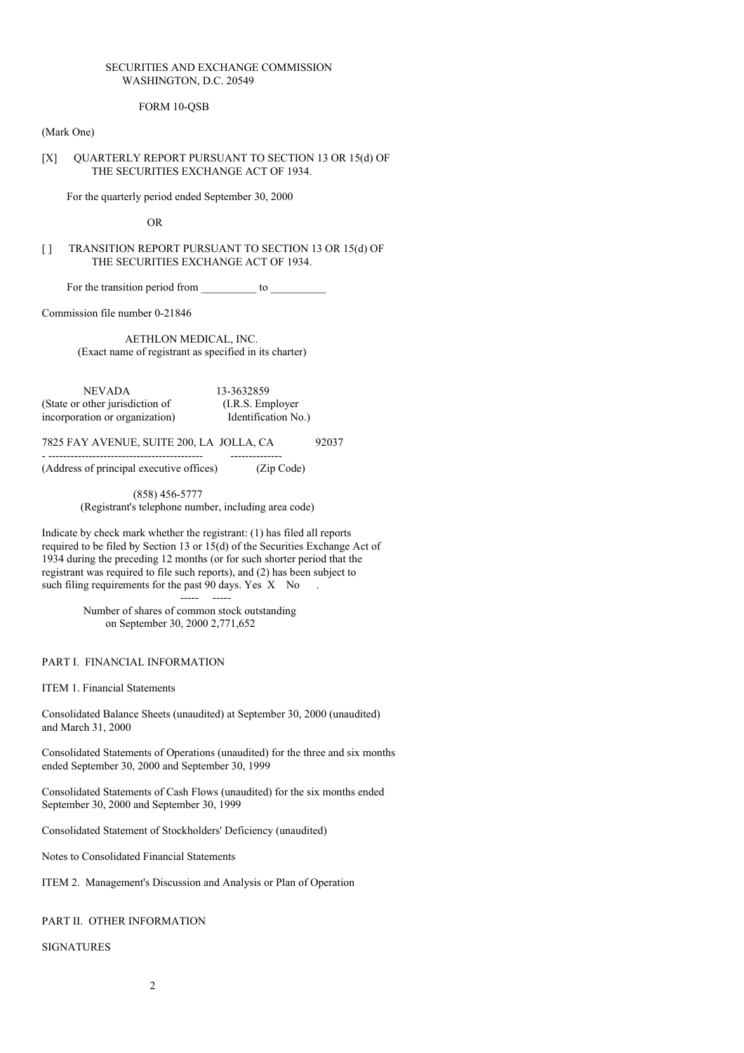SECURITIES AND EXCHANGE COMMISSION
WASHINGTON, D.C. 20549

FORM 10-QSB

(Mark One)

[X] QUARTERLY REPORT PURSUANT TO SECTION 13 OR 15(d) OF THE SECURITIES EXCHANGE ACT OF 1934.

For the quarterly period ended September 30, 2000

OR

[ ] TRANSITION REPORT PURSUANT TO SECTION 13 OR 15(d) OF THE SECURITIES EXCHANGE ACT OF 1934.

For the transition period from __________ to __________

Commission file number 0-21846

AETHLON MEDICAL, INC.
(Exact name of registrant as specified in its charter)

| NEVADA | 13-3632859 |
|---|---|
| (State or other jurisdiction of incorporation or organization) | (I.R.S. Employer Identification No.) |

| 7825 FAY AVENUE, SUITE 200, LA JOLLA, CA | 92037 |
|---|---|
| (Address of principal executive offices) | (Zip Code) |

(858) 456-5777
(Registrant's telephone number, including area code)

Indicate by check mark whether the registrant: (1) has filed all reports required to be filed by Section 13 or 15(d) of the Securities Exchange Act of 1934 during the preceding 12 months (or for such shorter period that the registrant was required to file such reports), and (2) has been subject to such filing requirements for the past 90 days. Yes X No .

Number of shares of common stock outstanding on September 30, 2000 2,771,652

PART I. FINANCIAL INFORMATION

ITEM 1. Financial Statements

Consolidated Balance Sheets (unaudited) at September 30, 2000 (unaudited) and March 31, 2000

Consolidated Statements of Operations (unaudited) for the three and six months ended September 30, 2000 and September 30, 1999

Consolidated Statements of Cash Flows (unaudited) for the six months ended September 30, 2000 and September 30, 1999

Consolidated Statement of Stockholders' Deficiency (unaudited)

Notes to Consolidated Financial Statements

ITEM 2. Management's Discussion and Analysis or Plan of Operation

PART II. OTHER INFORMATION

SIGNATURES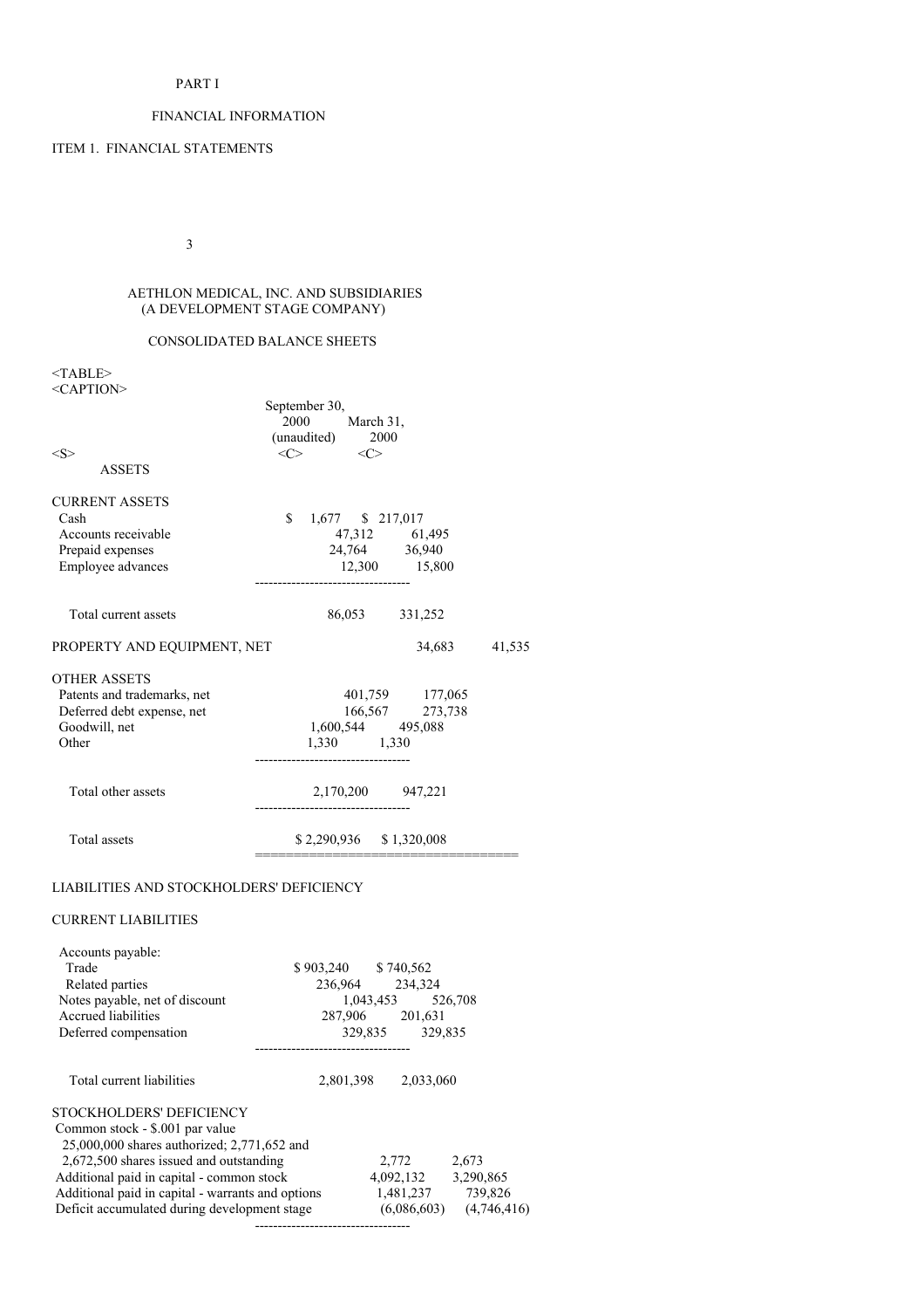PART I

FINANCIAL INFORMATION

ITEM 1. FINANCIAL STATEMENTS

AETHLON MEDICAL, INC. AND SUBSIDIARIES
(A DEVELOPMENT STAGE COMPANY)

CONSOLIDATED BALANCE SHEETS

| | September 30, 2000 (unaudited) | March 31, 2000 |
|---|---|---|
| **ASSETS** | | |
| CURRENT ASSETS | | |
| Cash | $ 1,677 | $ 217,017 |
| Accounts receivable | 47,312 | 61,495 |
| Prepaid expenses | 24,764 | 36,940 |
| Employee advances | 12,300 | 15,800 |
| Total current assets | 86,053 | 331,252 |
| PROPERTY AND EQUIPMENT, NET | 34,683 | 41,535 |
| OTHER ASSETS | | |
| Patents and trademarks, net | 401,759 | 177,065 |
| Deferred debt expense, net | 166,567 | 273,738 |
| Goodwill, net | 1,600,544 | 495,088 |
| Other | 1,330 | 1,330 |
| Total other assets | 2,170,200 | 947,221 |
| Total assets | $ 2,290,936 | $ 1,320,008 |
| **LIABILITIES AND STOCKHOLDERS' DEFICIENCY** | | |
| CURRENT LIABILITIES | | |
| Accounts payable: | | |
| Trade | $ 903,240 | $ 740,562 |
| Related parties | 236,964 | 234,324 |
| Notes payable, net of discount | 1,043,453 | 526,708 |
| Accrued liabilities | 287,906 | 201,631 |
| Deferred compensation | 329,835 | 329,835 |
| Total current liabilities | 2,801,398 | 2,033,060 |
| STOCKHOLDERS' DEFICIENCY | | |
| Common stock - $.001 par value 25,000,000 shares authorized; 2,771,652 and 2,672,500 shares issued and outstanding | 2,772 | 2,673 |
| Additional paid in capital - common stock | 4,092,132 | 3,290,865 |
| Additional paid in capital - warrants and options | 1,481,237 | 739,826 |
| Deficit accumulated during development stage | (6,086,603) | (4,746,416) |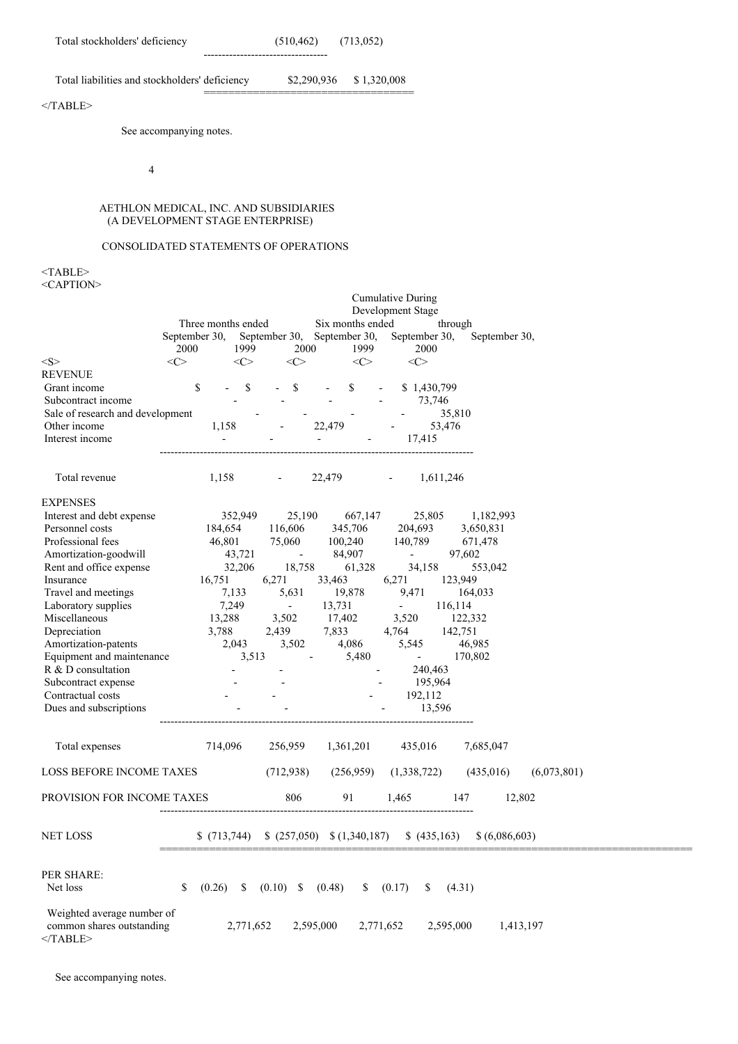| | | |
|---|---|---|
| Total stockholders' deficiency | (510,462) | (713,052) |
| Total liabilities and stockholders' deficiency | $2,290,936 | $ 1,320,008 |

See accompanying notes.

AETHLON MEDICAL, INC. AND SUBSIDIARIES
(A DEVELOPMENT STAGE ENTERPRISE)

CONSOLIDATED STATEMENTS OF OPERATIONS

| | Three months ended | | Six months ended | | Cumulative During Development Stage through |
|---|---|---|---|---|---|
| | September 30, 2000 | September 30, 1999 | September 30, 2000 | September 30, 1999 | September 30, 2000 |
| **REVENUE** | | | | | |
| Grant income | $ - | $ - | $ - | $ - | $ 1,430,799 |
| Subcontract income | - | - | - | - | 73,746 |
| Sale of research and development | - | - | - | - | 35,810 |
| Other income | 1,158 | - | 22,479 | - | 53,476 |
| Interest income | - | - | - | - | 17,415 |
| Total revenue | 1,158 | - | 22,479 | - | 1,611,246 |
| **EXPENSES** | | | | | |
| Interest and debt expense | 352,949 | 25,190 | 667,147 | 25,805 | 1,182,993 |
| Personnel costs | 184,654 | 116,606 | 345,706 | 204,693 | 3,650,831 |
| Professional fees | 46,801 | 75,060 | 100,240 | 140,789 | 671,478 |
| Amortization-goodwill | 43,721 | - | 84,907 | - | 97,602 |
| Rent and office expense | 32,206 | 18,758 | 61,328 | 34,158 | 553,042 |
| Insurance | 16,751 | 6,271 | 33,463 | 6,271 | 123,949 |
| Travel and meetings | 7,133 | 5,631 | 19,878 | 9,471 | 164,033 |
| Laboratory supplies | 7,249 | - | 13,731 | - | 116,114 |
| Miscellaneous | 13,288 | 3,502 | 17,402 | 3,520 | 122,332 |
| Depreciation | 3,788 | 2,439 | 7,833 | 4,764 | 142,751 |
| Amortization-patents | 2,043 | 3,502 | 4,086 | 5,545 | 46,985 |
| Equipment and maintenance | 3,513 | - | 5,480 | - | 170,802 |
| R & D consultation | - | - | | - | 240,463 |
| Subcontract expense | - | - | | - | 195,964 |
| Contractual costs | - | - | | - | 192,112 |
| Dues and subscriptions | - | - | | - | 13,596 |
| Total expenses | 714,096 | 256,959 | 1,361,201 | 435,016 | 7,685,047 |
| LOSS BEFORE INCOME TAXES | (712,938) | (256,959) | (1,338,722) | (435,016) | (6,073,801) |
| PROVISION FOR INCOME TAXES | 806 | 91 | 1,465 | 147 | 12,802 |
| NET LOSS | $ (713,744) | $ (257,050) | $ (1,340,187) | $ (435,163) | $ (6,086,603) |
| PER SHARE: | | | | | |
| Net loss | $ (0.26) | $ (0.10) | $ (0.48) | $ (0.17) | $ (4.31) |
| Weighted average number of common shares outstanding | 2,771,652 | 2,595,000 | 2,771,652 | 2,595,000 | 1,413,197 |

See accompanying notes.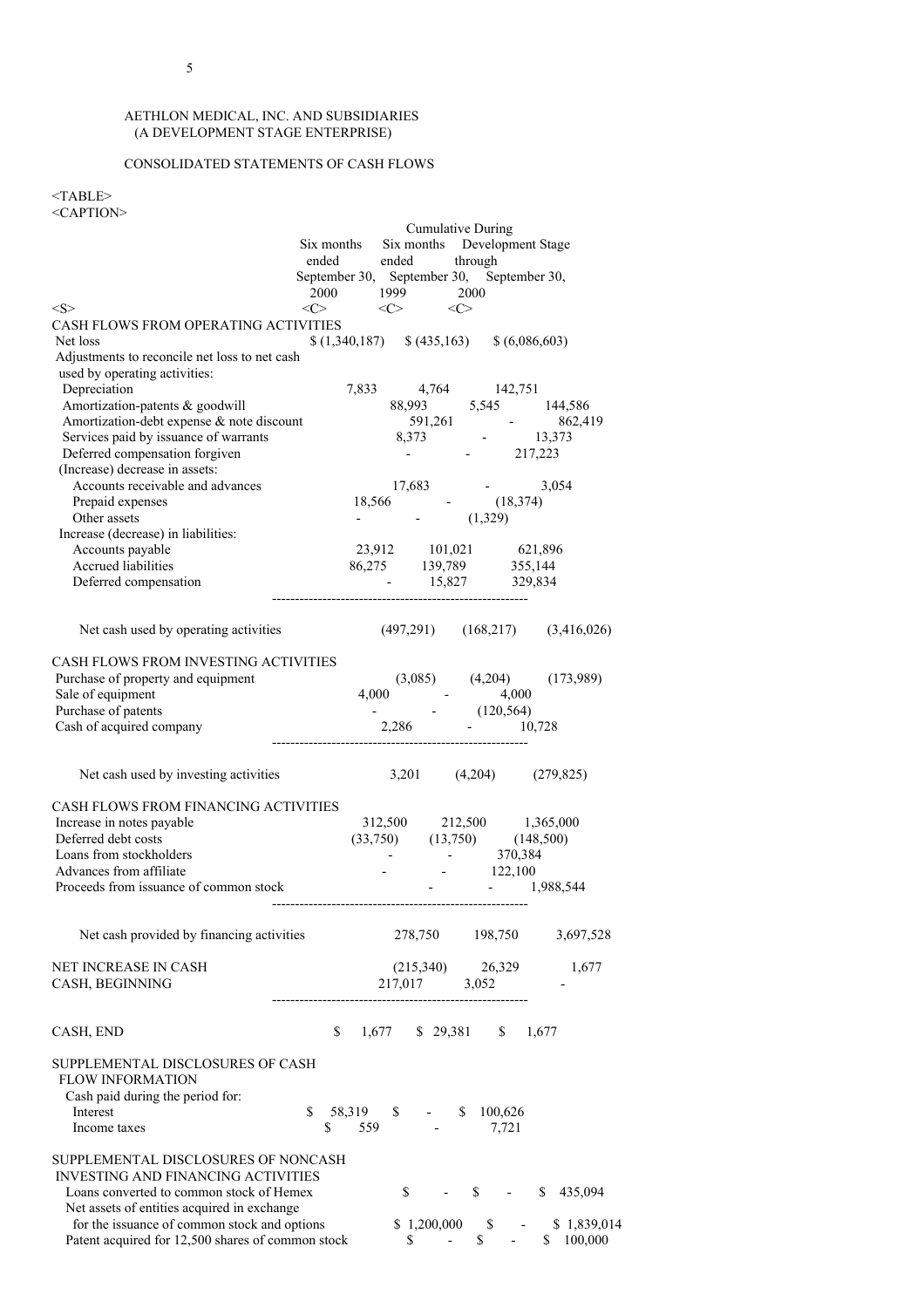AETHLON MEDICAL, INC. AND SUBSIDIARIES
(A DEVELOPMENT STAGE ENTERPRISE)

CONSOLIDATED STATEMENTS OF CASH FLOWS

| | Six months ended September 30, 2000 | Six months ended September 30, 1999 | Cumulative During Development Stage through September 30, 2000 |
|---|---|---|---|
| **CASH FLOWS FROM OPERATING ACTIVITIES** | | | |
| Net loss | $ (1,340,187) | $ (435,163) | $ (6,086,603) |
| Adjustments to reconcile net loss to net cash used by operating activities: | | | |
| Depreciation | 7,833 | 4,764 | 142,751 |
| Amortization-patents & goodwill | 88,993 | 5,545 | 144,586 |
| Amortization-debt expense & note discount | 591,261 | - | 862,419 |
| Services paid by issuance of warrants | 8,373 | - | 13,373 |
| Deferred compensation forgiven | - | - | 217,223 |
| (Increase) decrease in assets: | | | |
| Accounts receivable and advances | 17,683 | - | 3,054 |
| Prepaid expenses | 18,566 | - | (18,374) |
| Other assets | - | - | (1,329) |
| Increase (decrease) in liabilities: | | | |
| Accounts payable | 23,912 | 101,021 | 621,896 |
| Accrued liabilities | 86,275 | 139,789 | 355,144 |
| Deferred compensation | - | 15,827 | 329,834 |
| Net cash used by operating activities | (497,291) | (168,217) | (3,416,026) |
| **CASH FLOWS FROM INVESTING ACTIVITIES** | | | |
| Purchase of property and equipment | (3,085) | (4,204) | (173,989) |
| Sale of equipment | 4,000 | - | 4,000 |
| Purchase of patents | - | - | (120,564) |
| Cash of acquired company | 2,286 | - | 10,728 |
| Net cash used by investing activities | 3,201 | (4,204) | (279,825) |
| **CASH FLOWS FROM FINANCING ACTIVITIES** | | | |
| Increase in notes payable | 312,500 | 212,500 | 1,365,000 |
| Deferred debt costs | (33,750) | (13,750) | (148,500) |
| Loans from stockholders | - | - | 370,384 |
| Advances from affiliate | - | - | 122,100 |
| Proceeds from issuance of common stock | - | - | 1,988,544 |
| Net cash provided by financing activities | 278,750 | 198,750 | 3,697,528 |
| NET INCREASE IN CASH | (215,340) | 26,329 | 1,677 |
| CASH, BEGINNING | 217,017 | 3,052 | - |
| CASH, END | $ 1,677 | $ 29,381 | $ 1,677 |
| **SUPPLEMENTAL DISCLOSURES OF CASH FLOW INFORMATION** | | | |
| Cash paid during the period for: | | | |
| Interest | $ 58,319 | $ - | $ 100,626 |
| Income taxes | $ 559 | - | 7,721 |
| **SUPPLEMENTAL DISCLOSURES OF NONCASH INVESTING AND FINANCING ACTIVITIES** | | | |
| Loans converted to common stock of Hemex | $ - | $ - | $ 435,094 |
| Net assets of entities acquired in exchange for the issuance of common stock and options | $ 1,200,000 | $ - | $ 1,839,014 |
| Patent acquired for 12,500 shares of common stock | $ - | $ - | $ 100,000 |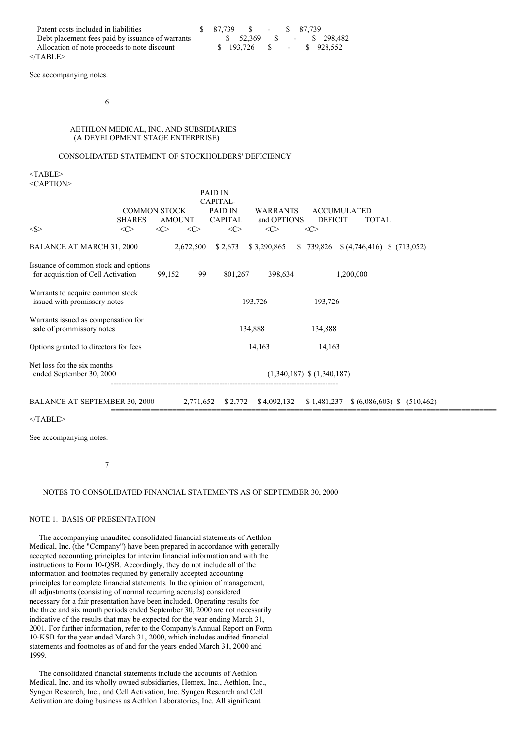| | | | |
|---|---|---|---|
| Patent costs included in liabilities | $ 87,739 | $ - | $ 87,739 |
| Debt placement fees paid by issuance of warrants | $ 52,369 | $ - | $ 298,482 |
| Allocation of note proceeds to note discount | $ 193,726 | $ - | $ 928,552 |

See accompanying notes.

AETHLON MEDICAL, INC. AND SUBSIDIARIES
(A DEVELOPMENT STAGE ENTERPRISE)

CONSOLIDATED STATEMENT OF STOCKHOLDERS' DEFICIENCY

| | COMMON STOCK SHARES | AMOUNT | PAID IN CAPITAL- PAID IN CAPITAL | WARRANTS and OPTIONS | ACCUMULATED DEFICIT | TOTAL |
|---|---|---|---|---|---|---|
| BALANCE AT MARCH 31, 2000 | 2,672,500 | $ 2,673 | $ 3,290,865 | $ 739,826 | $ (4,746,416) | $ (713,052) |
| Issuance of common stock and options for acquisition of Cell Activation | 99,152 | 99 | 801,267 | 398,634 | | 1,200,000 |
| Warrants to acquire common stock issued with promissory notes | | | | 193,726 | | 193,726 |
| Warrants issued as compensation for sale of prommissory notes | | | | 134,888 | | 134,888 |
| Options granted to directors for fees | | | | 14,163 | | 14,163 |
| Net loss for the six months ended September 30, 2000 | | | | | (1,340,187) | $ (1,340,187) |
| BALANCE AT SEPTEMBER 30, 2000 | 2,771,652 | $ 2,772 | $ 4,092,132 | $ 1,481,237 | $ (6,086,603) | $ (510,462) |

See accompanying notes.

NOTES TO CONSOLIDATED FINANCIAL STATEMENTS AS OF SEPTEMBER 30, 2000

NOTE 1. BASIS OF PRESENTATION

The accompanying unaudited consolidated financial statements of Aethlon Medical, Inc. (the "Company") have been prepared in accordance with generally accepted accounting principles for interim financial information and with the instructions to Form 10-QSB. Accordingly, they do not include all of the information and footnotes required by generally accepted accounting principles for complete financial statements. In the opinion of management, all adjustments (consisting of normal recurring accruals) considered necessary for a fair presentation have been included. Operating results for the three and six month periods ended September 30, 2000 are not necessarily indicative of the results that may be expected for the year ending March 31, 2001. For further information, refer to the Company's Annual Report on Form 10-KSB for the year ended March 31, 2000, which includes audited financial statements and footnotes as of and for the years ended March 31, 2000 and 1999.

The consolidated financial statements include the accounts of Aethlon Medical, Inc. and its wholly owned subsidiaries, Hemex, Inc., Aethlon, Inc., Syngen Research, Inc., and Cell Activation, Inc. Syngen Research and Cell Activation are doing business as Aethlon Laboratories, Inc. All significant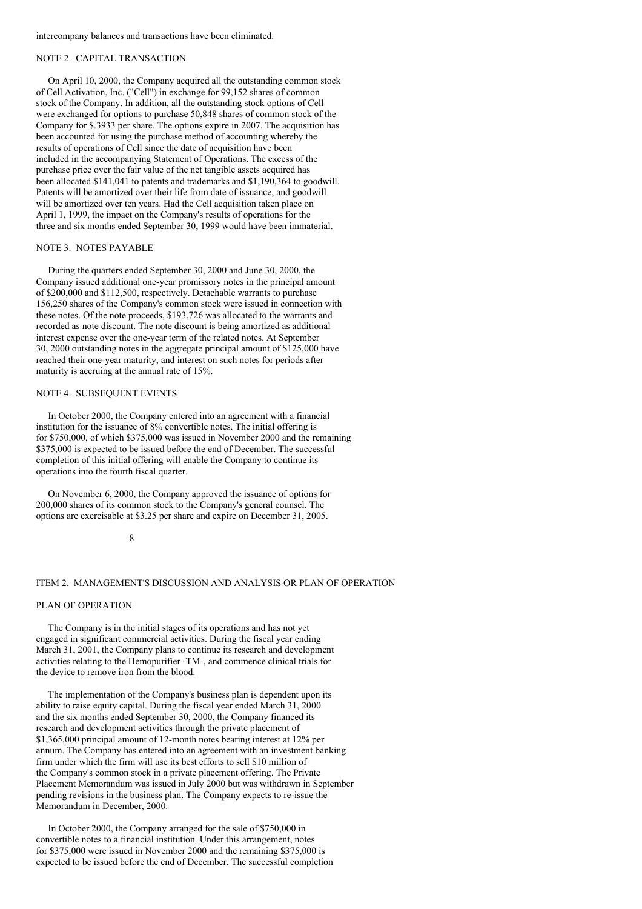intercompany balances and transactions have been eliminated.

## NOTE 2. CAPITAL TRANSACTION

On April 10, 2000, the Company acquired all the outstanding common stock of Cell Activation, Inc. ("Cell") in exchange for 99,152 shares of common stock of the Company. In addition, all the outstanding stock options of Cell were exchanged for options to purchase 50,848 shares of common stock of the Company for $.3933 per share. The options expire in 2007. The acquisition has been accounted for using the purchase method of accounting whereby the results of operations of Cell since the date of acquisition have been included in the accompanying Statement of Operations. The excess of the purchase price over the fair value of the net tangible assets acquired has been allocated $141,041 to patents and trademarks and $1,190,364 to goodwill. Patents will be amortized over their life from date of issuance, and goodwill will be amortized over ten years. Had the Cell acquisition taken place on April 1, 1999, the impact on the Company's results of operations for the three and six months ended September 30, 1999 would have been immaterial.

## NOTE 3. NOTES PAYABLE

During the quarters ended September 30, 2000 and June 30, 2000, the Company issued additional one-year promissory notes in the principal amount of $200,000 and $112,500, respectively. Detachable warrants to purchase 156,250 shares of the Company's common stock were issued in connection with these notes. Of the note proceeds, $193,726 was allocated to the warrants and recorded as note discount. The note discount is being amortized as additional interest expense over the one-year term of the related notes. At September 30, 2000 outstanding notes in the aggregate principal amount of $125,000 have reached their one-year maturity, and interest on such notes for periods after maturity is accruing at the annual rate of 15%.

## NOTE 4. SUBSEQUENT EVENTS

In October 2000, the Company entered into an agreement with a financial institution for the issuance of 8% convertible notes. The initial offering is for $750,000, of which $375,000 was issued in November 2000 and the remaining $375,000 is expected to be issued before the end of December. The successful completion of this initial offering will enable the Company to continue its operations into the fourth fiscal quarter.

On November 6, 2000, the Company approved the issuance of options for 200,000 shares of its common stock to the Company's general counsel. The options are exercisable at $3.25 per share and expire on December 31, 2005.

# ITEM 2. MANAGEMENT'S DISCUSSION AND ANALYSIS OR PLAN OF OPERATION

## PLAN OF OPERATION

The Company is in the initial stages of its operations and has not yet engaged in significant commercial activities. During the fiscal year ending March 31, 2001, the Company plans to continue its research and development activities relating to the Hemopurifier -TM-, and commence clinical trials for the device to remove iron from the blood.

The implementation of the Company's business plan is dependent upon its ability to raise equity capital. During the fiscal year ended March 31, 2000 and the six months ended September 30, 2000, the Company financed its research and development activities through the private placement of $1,365,000 principal amount of 12-month notes bearing interest at 12% per annum. The Company has entered into an agreement with an investment banking firm under which the firm will use its best efforts to sell $10 million of the Company's common stock in a private placement offering. The Private Placement Memorandum was issued in July 2000 but was withdrawn in September pending revisions in the business plan. The Company expects to re-issue the Memorandum in December, 2000.

In October 2000, the Company arranged for the sale of $750,000 in convertible notes to a financial institution. Under this arrangement, notes for $375,000 were issued in November 2000 and the remaining $375,000 is expected to be issued before the end of December. The successful completion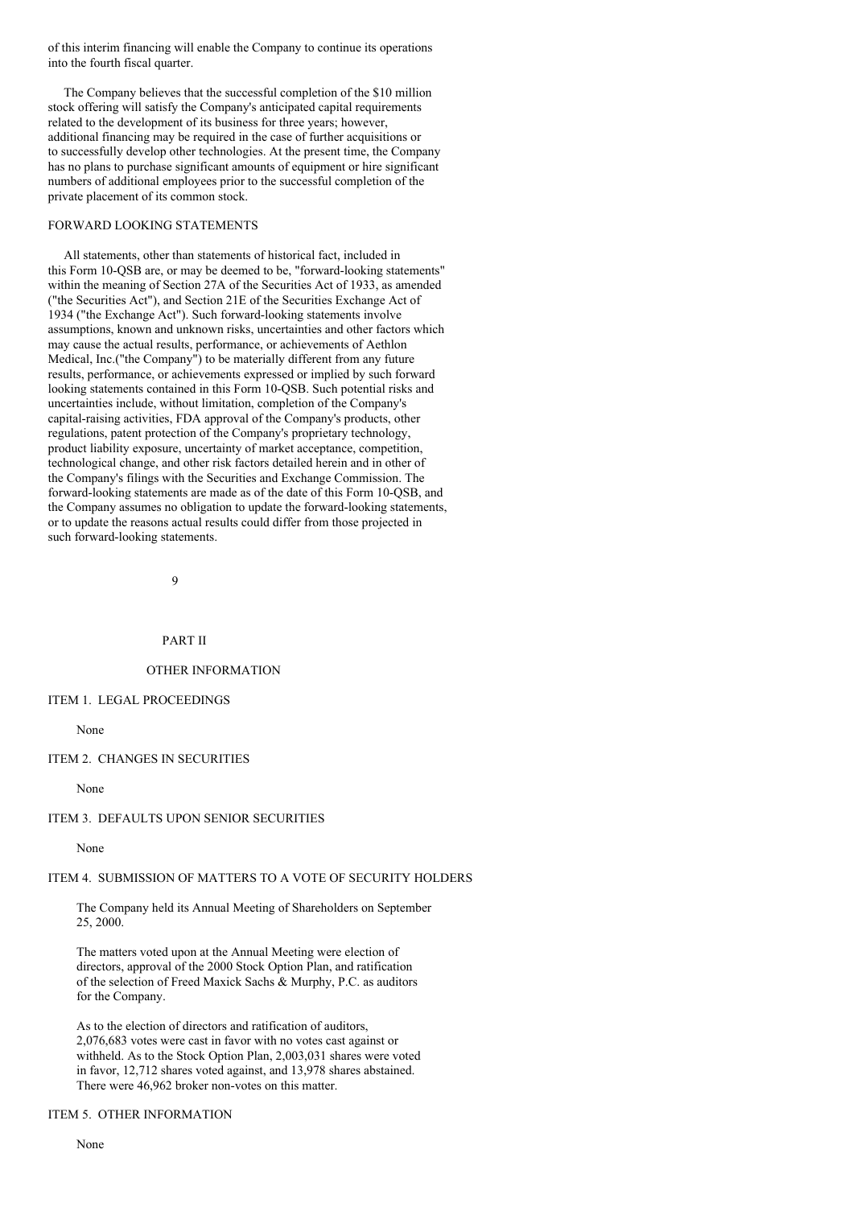of this interim financing will enable the Company to continue its operations into the fourth fiscal quarter.

The Company believes that the successful completion of the $10 million stock offering will satisfy the Company's anticipated capital requirements related to the development of its business for three years; however, additional financing may be required in the case of further acquisitions or to successfully develop other technologies. At the present time, the Company has no plans to purchase significant amounts of equipment or hire significant numbers of additional employees prior to the successful completion of the private placement of its common stock.

### FORWARD LOOKING STATEMENTS

All statements, other than statements of historical fact, included in this Form 10-QSB are, or may be deemed to be, "forward-looking statements" within the meaning of Section 27A of the Securities Act of 1933, as amended ("the Securities Act"), and Section 21E of the Securities Exchange Act of 1934 ("the Exchange Act"). Such forward-looking statements involve assumptions, known and unknown risks, uncertainties and other factors which may cause the actual results, performance, or achievements of Aethlon Medical, Inc.("the Company") to be materially different from any future results, performance, or achievements expressed or implied by such forward looking statements contained in this Form 10-QSB. Such potential risks and uncertainties include, without limitation, completion of the Company's capital-raising activities, FDA approval of the Company's products, other regulations, patent protection of the Company's proprietary technology, product liability exposure, uncertainty of market acceptance, competition, technological change, and other risk factors detailed herein and in other of the Company's filings with the Securities and Exchange Commission. The forward-looking statements are made as of the date of this Form 10-QSB, and the Company assumes no obligation to update the forward-looking statements, or to update the reasons actual results could differ from those projected in such forward-looking statements.

## PART II

## OTHER INFORMATION

### ITEM 1. LEGAL PROCEEDINGS

None

### ITEM 2. CHANGES IN SECURITIES

None

### ITEM 3. DEFAULTS UPON SENIOR SECURITIES

None

### ITEM 4. SUBMISSION OF MATTERS TO A VOTE OF SECURITY HOLDERS

The Company held its Annual Meeting of Shareholders on September 25, 2000.

The matters voted upon at the Annual Meeting were election of directors, approval of the 2000 Stock Option Plan, and ratification of the selection of Freed Maxick Sachs & Murphy, P.C. as auditors for the Company.

As to the election of directors and ratification of auditors, 2,076,683 votes were cast in favor with no votes cast against or withheld. As to the Stock Option Plan, 2,003,031 shares were voted in favor, 12,712 shares voted against, and 13,978 shares abstained. There were 46,962 broker non-votes on this matter.

### ITEM 5. OTHER INFORMATION

None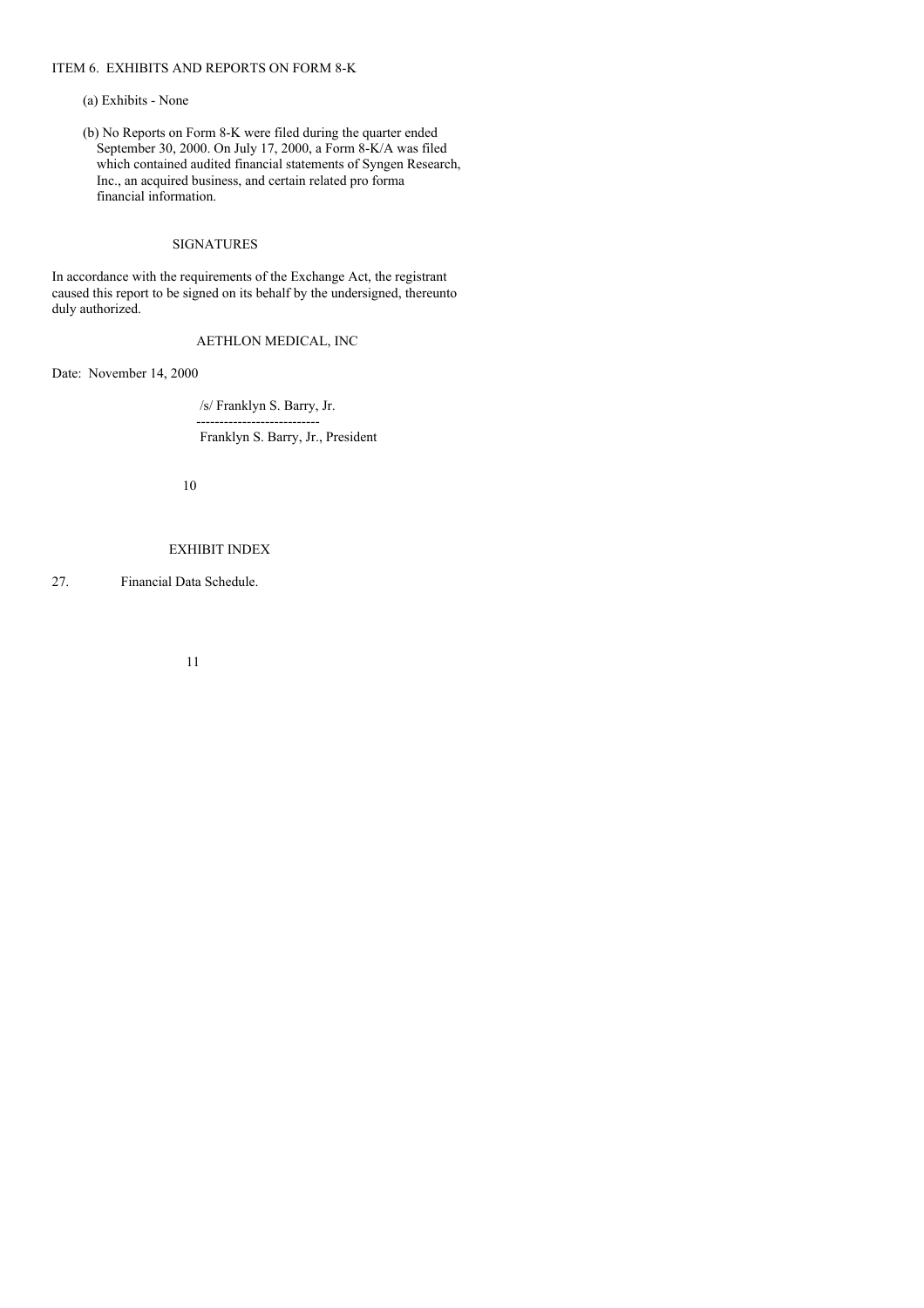ITEM 6. EXHIBITS AND REPORTS ON FORM 8-K

(a) Exhibits - None

(b) No Reports on Form 8-K were filed during the quarter ended September 30, 2000. On July 17, 2000, a Form 8-K/A was filed which contained audited financial statements of Syngen Research, Inc., an acquired business, and certain related pro forma financial information.

## SIGNATURES

In accordance with the requirements of the Exchange Act, the registrant caused this report to be signed on its behalf by the undersigned, thereunto duly authorized.

AETHLON MEDICAL, INC

Date: November 14, 2000

/s/ Franklyn S. Barry, Jr.
---------------------------
Franklyn S. Barry, Jr., President

## EXHIBIT INDEX

27. Financial Data Schedule.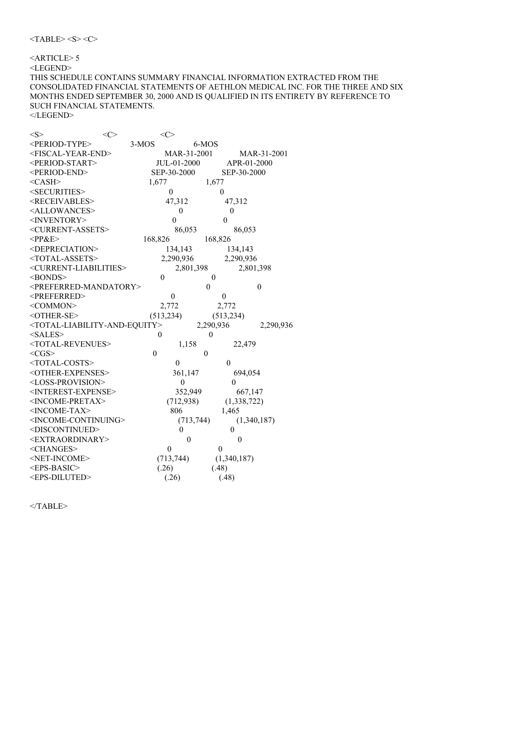<TABLE> <S> <C>

<ARTICLE> 5
<LEGEND>
THIS SCHEDULE CONTAINS SUMMARY FINANCIAL INFORMATION EXTRACTED FROM THE CONSOLIDATED FINANCIAL STATEMENTS OF AETHLON MEDICAL INC. FOR THE THREE AND SIX MONTHS ENDED SEPTEMBER 30, 2000 AND IS QUALIFIED IN ITS ENTIRETY BY REFERENCE TO SUCH FINANCIAL STATEMENTS.
</LEGEND>

| <S> | <C> | <C> |
|---|---|---|
| <PERIOD-TYPE> | 3-MOS | 6-MOS |
| <FISCAL-YEAR-END> | MAR-31-2001 | MAR-31-2001 |
| <PERIOD-START> | JUL-01-2000 | APR-01-2000 |
| <PERIOD-END> | SEP-30-2000 | SEP-30-2000 |
| <CASH> | 1,677 | 1,677 |
| <SECURITIES> | 0 | 0 |
| <RECEIVABLES> | 47,312 | 47,312 |
| <ALLOWANCES> | 0 | 0 |
| <INVENTORY> | 0 | 0 |
| <CURRENT-ASSETS> | 86,053 | 86,053 |
| <PP&E> | 168,826 | 168,826 |
| <DEPRECIATION> | 134,143 | 134,143 |
| <TOTAL-ASSETS> | 2,290,936 | 2,290,936 |
| <CURRENT-LIABILITIES> | 2,801,398 | 2,801,398 |
| <BONDS> | 0 | 0 |
| <PREFERRED-MANDATORY> | 0 | 0 |
| <PREFERRED> | 0 | 0 |
| <COMMON> | 2,772 | 2,772 |
| <OTHER-SE> | (513,234) | (513,234) |
| <TOTAL-LIABILITY-AND-EQUITY> | 2,290,936 | 2,290,936 |
| <SALES> | 0 | 0 |
| <TOTAL-REVENUES> | 1,158 | 22,479 |
| <CGS> | 0 | 0 |
| <TOTAL-COSTS> | 0 | 0 |
| <OTHER-EXPENSES> | 361,147 | 694,054 |
| <LOSS-PROVISION> | 0 | 0 |
| <INTEREST-EXPENSE> | 352,949 | 667,147 |
| <INCOME-PRETAX> | (712,938) | (1,338,722) |
| <INCOME-TAX> | 806 | 1,465 |
| <INCOME-CONTINUING> | (713,744) | (1,340,187) |
| <DISCONTINUED> | 0 | 0 |
| <EXTRAORDINARY> | 0 | 0 |
| <CHANGES> | 0 | 0 |
| <NET-INCOME> | (713,744) | (1,340,187) |
| <EPS-BASIC> | (.26) | (.48) |
| <EPS-DILUTED> | (.26) | (.48) |

</TABLE>